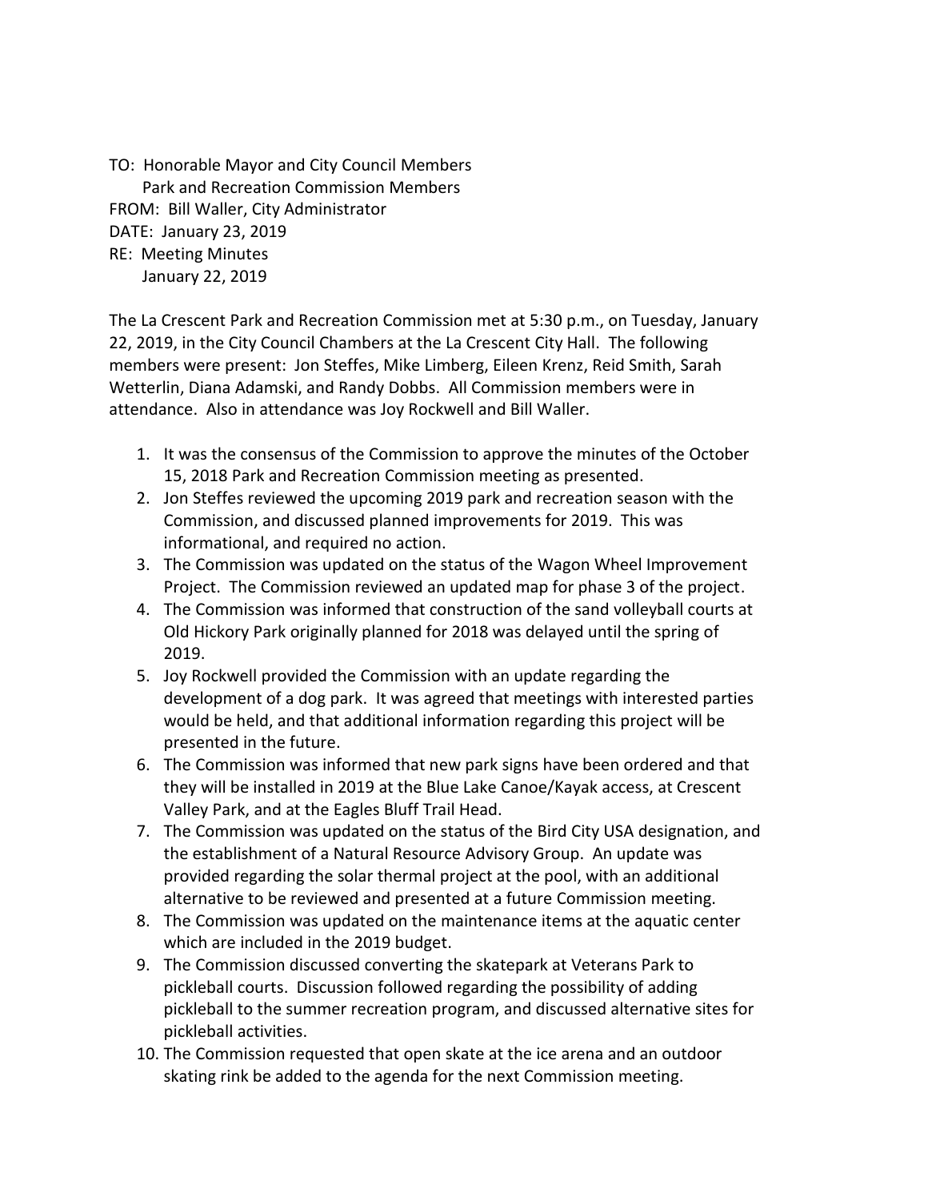TO: Honorable Mayor and City Council Members
Park and Recreation Commission Members
FROM: Bill Waller, City Administrator
DATE: January 23, 2019
RE: Meeting Minutes
January 22, 2019

The La Crescent Park and Recreation Commission met at 5:30 p.m., on Tuesday, January 22, 2019, in the City Council Chambers at the La Crescent City Hall. The following members were present: Jon Steffes, Mike Limberg, Eileen Krenz, Reid Smith, Sarah Wetterlin, Diana Adamski, and Randy Dobbs. All Commission members were in attendance. Also in attendance was Joy Rockwell and Bill Waller.

1. It was the consensus of the Commission to approve the minutes of the October 15, 2018 Park and Recreation Commission meeting as presented.
2. Jon Steffes reviewed the upcoming 2019 park and recreation season with the Commission, and discussed planned improvements for 2019. This was informational, and required no action.
3. The Commission was updated on the status of the Wagon Wheel Improvement Project. The Commission reviewed an updated map for phase 3 of the project.
4. The Commission was informed that construction of the sand volleyball courts at Old Hickory Park originally planned for 2018 was delayed until the spring of 2019.
5. Joy Rockwell provided the Commission with an update regarding the development of a dog park. It was agreed that meetings with interested parties would be held, and that additional information regarding this project will be presented in the future.
6. The Commission was informed that new park signs have been ordered and that they will be installed in 2019 at the Blue Lake Canoe/Kayak access, at Crescent Valley Park, and at the Eagles Bluff Trail Head.
7. The Commission was updated on the status of the Bird City USA designation, and the establishment of a Natural Resource Advisory Group. An update was provided regarding the solar thermal project at the pool, with an additional alternative to be reviewed and presented at a future Commission meeting.
8. The Commission was updated on the maintenance items at the aquatic center which are included in the 2019 budget.
9. The Commission discussed converting the skatepark at Veterans Park to pickleball courts. Discussion followed regarding the possibility of adding pickleball to the summer recreation program, and discussed alternative sites for pickleball activities.
10. The Commission requested that open skate at the ice arena and an outdoor skating rink be added to the agenda for the next Commission meeting.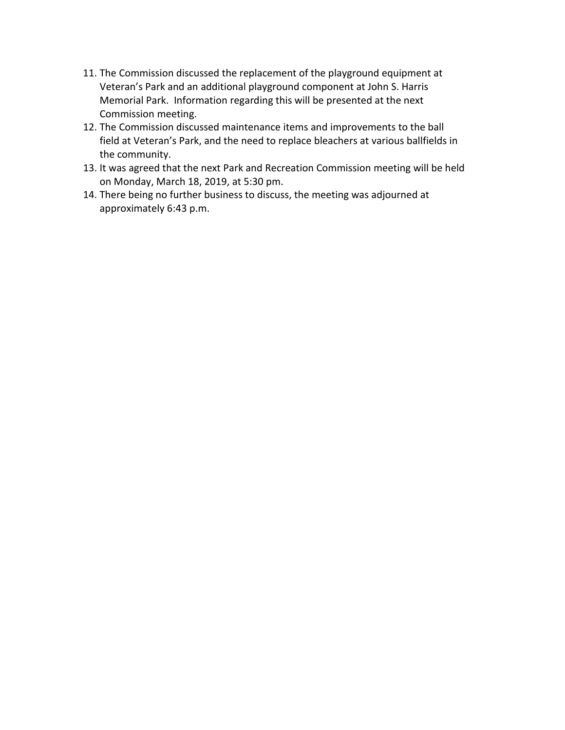11. The Commission discussed the replacement of the playground equipment at Veteran's Park and an additional playground component at John S. Harris Memorial Park. Information regarding this will be presented at the next Commission meeting.
12. The Commission discussed maintenance items and improvements to the ball field at Veteran's Park, and the need to replace bleachers at various ballfields in the community.
13. It was agreed that the next Park and Recreation Commission meeting will be held on Monday, March 18, 2019, at 5:30 pm.
14. There being no further business to discuss, the meeting was adjourned at approximately 6:43 p.m.